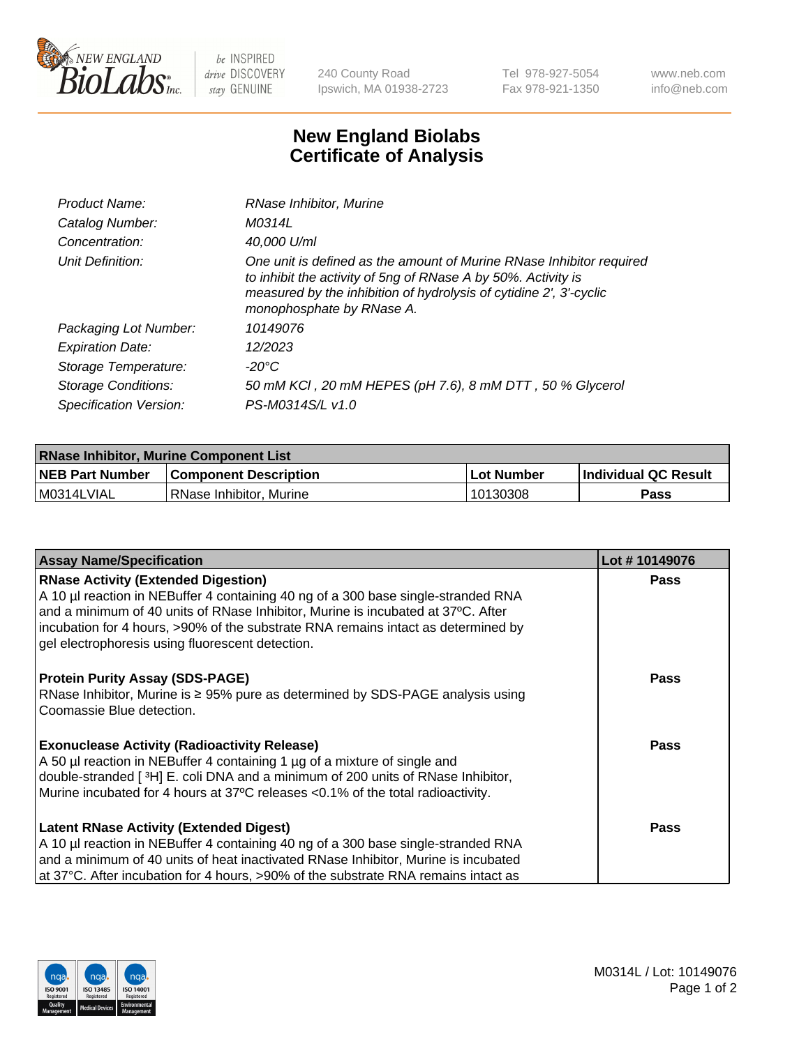New England BioLabs Inc. — be INSPIRED drive DISCOVERY stay GENUINE

240 County Road
Ipswich, MA 01938-2723

Tel 978-927-5054
Fax 978-921-1350

www.neb.com
info@neb.com

# New England Biolabs
# Certificate of Analysis

| | |
|---|---|
| *Product Name:* | *RNase Inhibitor, Murine* |
| *Catalog Number:* | *M0314L* |
| *Concentration:* | *40,000 U/ml* |
| *Unit Definition:* | *One unit is defined as the amount of Murine RNase Inhibitor required to inhibit the activity of 5ng of RNase A by 50%. Activity is measured by the inhibition of hydrolysis of cytidine 2', 3'-cyclic monophosphate by RNase A.* |
| *Packaging Lot Number:* | *10149076* |
| *Expiration Date:* | *12/2023* |
| *Storage Temperature:* | *-20°C* |
| *Storage Conditions:* | *50 mM KCl , 20 mM HEPES (pH 7.6), 8 mM DTT , 50 % Glycerol* |
| *Specification Version:* | *PS-M0314S/L v1.0* |

| RNase Inhibitor, Murine Component List | | | |
|---|---|---|---|
| **NEB Part Number** | **Component Description** | **Lot Number** | **Individual QC Result** |
| M0314LVIAL | RNase Inhibitor, Murine | 10130308 | **Pass** |

| Assay Name/Specification | Lot # 10149076 |
|---|---|
| **RNase Activity (Extended Digestion)**<br>A 10 µl reaction in NEBuffer 4 containing 40 ng of a 300 base single-stranded RNA and a minimum of 40 units of RNase Inhibitor, Murine is incubated at 37ºC. After incubation for 4 hours, >90% of the substrate RNA remains intact as determined by gel electrophoresis using fluorescent detection. | **Pass** |
| **Protein Purity Assay (SDS-PAGE)**<br>RNase Inhibitor, Murine is ≥ 95% pure as determined by SDS-PAGE analysis using Coomassie Blue detection. | **Pass** |
| **Exonuclease Activity (Radioactivity Release)**<br>A 50 µl reaction in NEBuffer 4 containing 1 µg of a mixture of single and double-stranded [ $^3$H] E. coli DNA and a minimum of 200 units of RNase Inhibitor, Murine incubated for 4 hours at 37ºC releases <0.1% of the total radioactivity. | **Pass** |
| **Latent RNase Activity (Extended Digest)**<br>A 10 µl reaction in NEBuffer 4 containing 40 ng of a 300 base single-stranded RNA and a minimum of 40 units of heat inactivated RNase Inhibitor, Murine is incubated at 37°C. After incubation for 4 hours, >90% of the substrate RNA remains intact as | **Pass** |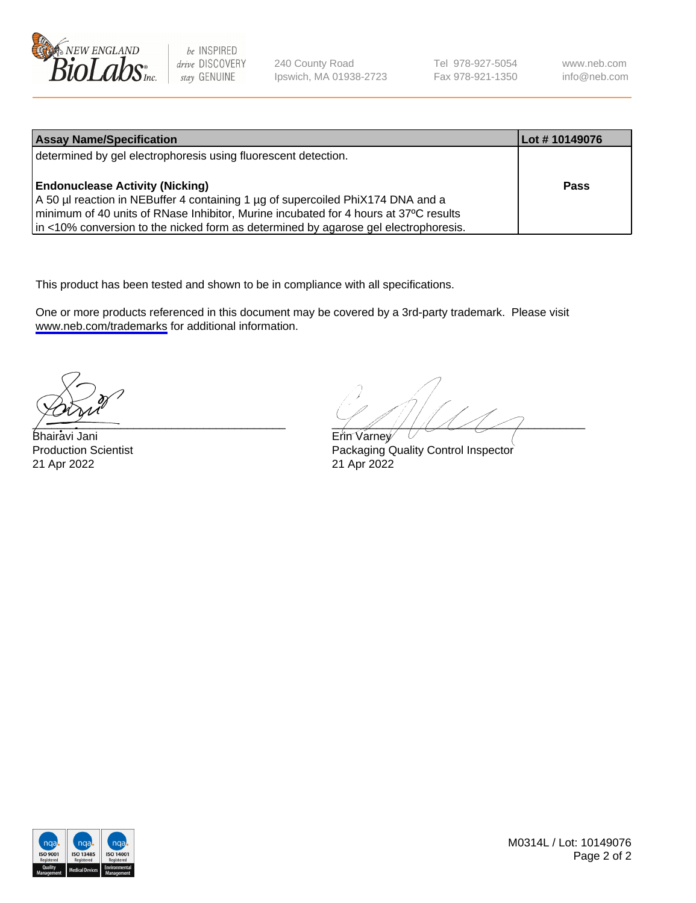| Assay Name/Specification | Lot # 10149076 |
| --- | --- |
| determined by gel electrophoresis using fluorescent detection. | |
| **Endonuclease Activity (Nicking)**<br>A 50 µl reaction in NEBuffer 4 containing 1 µg of supercoiled PhiX174 DNA and a minimum of 40 units of RNase Inhibitor, Murine incubated for 4 hours at 37ºC results in <10% conversion to the nicked form as determined by agarose gel electrophoresis. | **Pass** |

This product has been tested and shown to be in compliance with all specifications.

One or more products referenced in this document may be covered by a 3rd-party trademark. Please visit www.neb.com/trademarks for additional information.

Bhairavi Jani
Production Scientist
21 Apr 2022

Erin Varney
Packaging Quality Control Inspector
21 Apr 2022

M0314L / Lot: 10149076